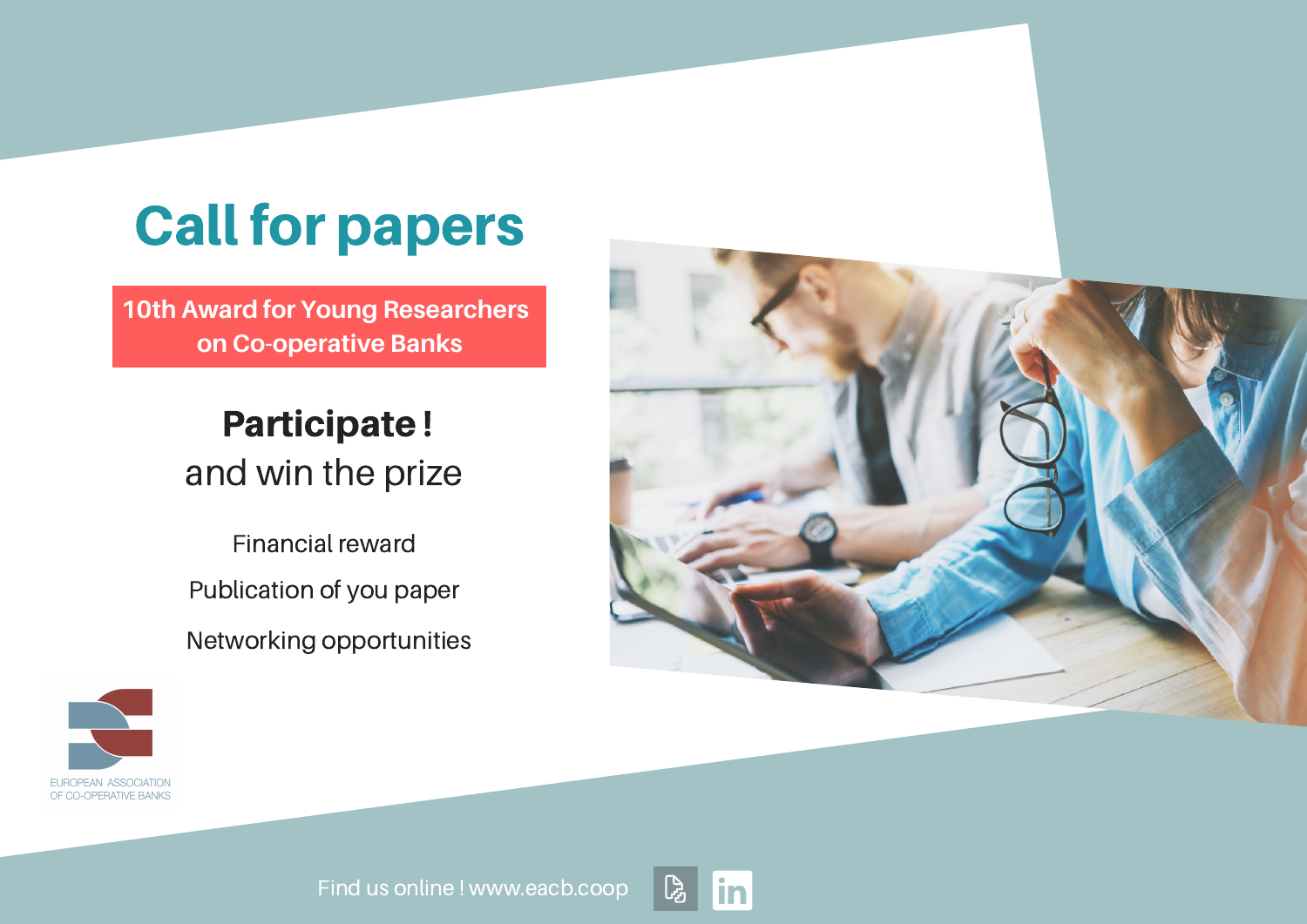# Call for papers

**10th Award for Young Researchers on Co-operative Banks**

**Participate !**
and win the prize

Financial reward

Publication of you paper

Networking opportunities

EUROPEAN ASSOCIATION OF CO-OPERATIVE BANKS

Find us online ! www.eacb.coop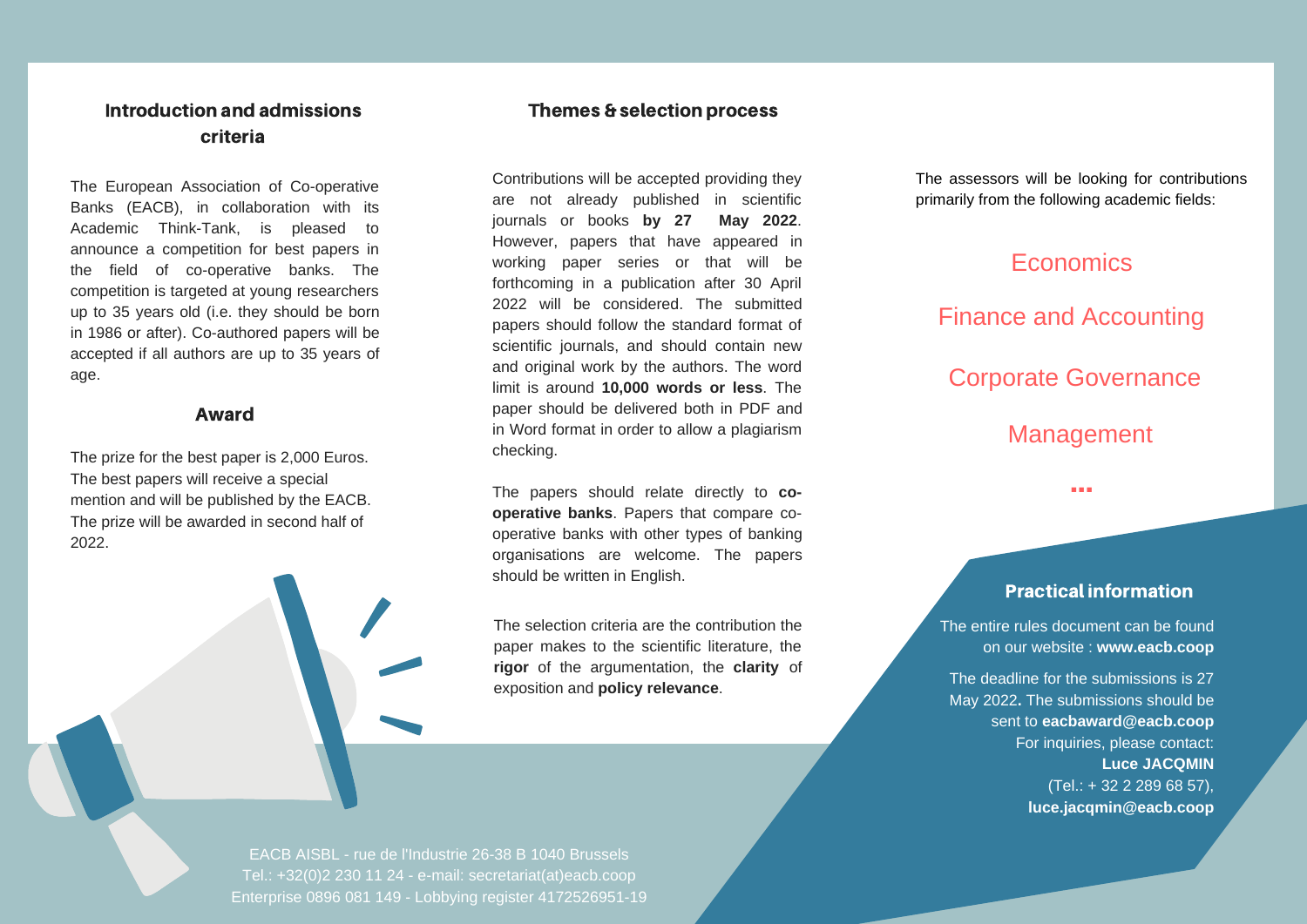## Introduction and admissions criteria

The European Association of Co-operative Banks (EACB), in collaboration with its Academic Think-Tank, is pleased to announce a competition for best papers in the field of co-operative banks. The competition is targeted at young researchers up to 35 years old (i.e. they should be born in 1986 or after). Co-authored papers will be accepted if all authors are up to 35 years of age.

## Award

The prize for the best paper is 2,000 Euros. The best papers will receive a special mention and will be published by the EACB. The prize will be awarded in second half of 2022.

## Themes & selection process

Contributions will be accepted providing they are not already published in scientific journals or books **by 27 May 2022**. However, papers that have appeared in working paper series or that will be forthcoming in a publication after 30 April 2022 will be considered. The submitted papers should follow the standard format of scientific journals, and should contain new and original work by the authors. The word limit is around **10,000 words or less**. The paper should be delivered both in PDF and in Word format in order to allow a plagiarism checking.

The papers should relate directly to **co-operative banks**. Papers that compare co-operative banks with other types of banking organisations are welcome. The papers should be written in English.

The selection criteria are the contribution the paper makes to the scientific literature, the **rigor** of the argumentation, the **clarity** of exposition and **policy relevance**.

The assessors will be looking for contributions primarily from the following academic fields:

Economics

Finance and Accounting

Corporate Governance

Management

...

## Practical information

The entire rules document can be found on our website : **www.eacb.coop**

The deadline for the submissions is 27 May 2022. The submissions should be sent to **eacbaward@eacb.coop**
For inquiries, please contact:
**Luce JACQMIN**
(Tel.: + 32 2 289 68 57),
**luce.jacqmin@eacb.coop**

EACB AISBL - rue de l'Industrie 26-38 B 1040 Brussels
Tel.: +32(0)2 230 11 24 - e-mail: secretariat(at)eacb.coop
Enterprise 0896 081 149 - Lobbying register 4172526951-19